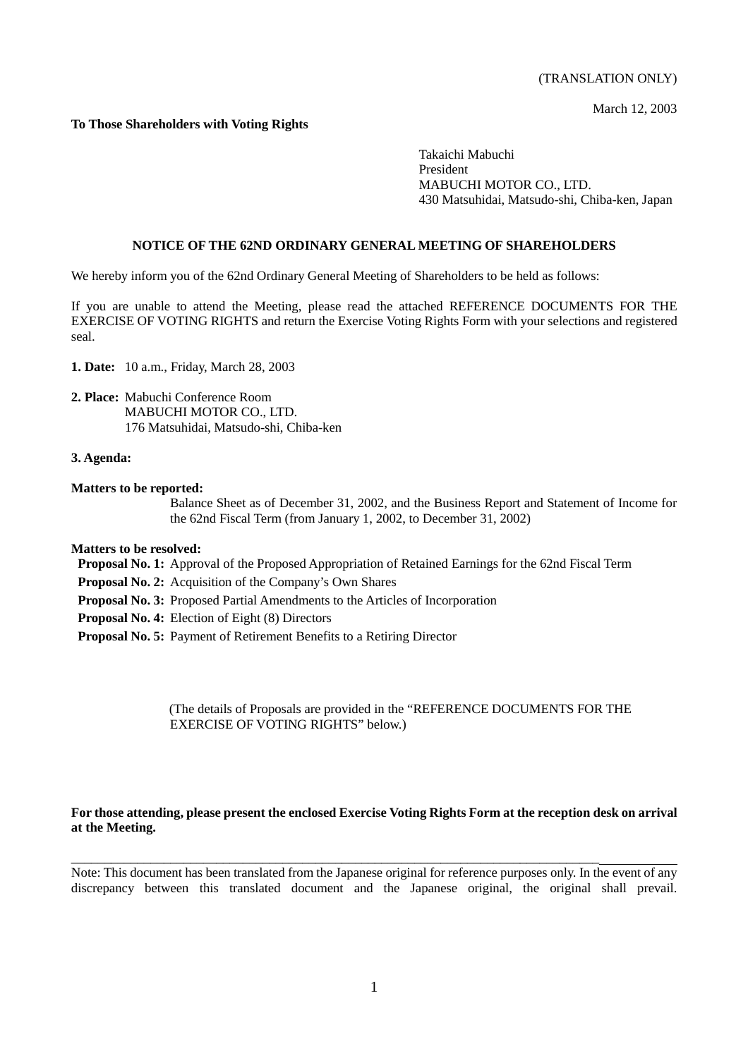(TRANSLATION ONLY)

March 12, 2003

**To Those Shareholders with Voting Rights**

Takaichi Mabuchi
President
MABUCHI MOTOR CO., LTD.
430 Matsuhidai, Matsudo-shi, Chiba-ken, Japan

## NOTICE OF THE 62ND ORDINARY GENERAL MEETING OF SHAREHOLDERS

We hereby inform you of the 62nd Ordinary General Meeting of Shareholders to be held as follows:

If you are unable to attend the Meeting, please read the attached REFERENCE DOCUMENTS FOR THE EXERCISE OF VOTING RIGHTS and return the Exercise Voting Rights Form with your selections and registered seal.

**1. Date:** 10 a.m., Friday, March 28, 2003

**2. Place:** Mabuchi Conference Room
MABUCHI MOTOR CO., LTD.
176 Matsuhidai, Matsudo-shi, Chiba-ken

**3. Agenda:**

**Matters to be reported:**
Balance Sheet as of December 31, 2002, and the Business Report and Statement of Income for the 62nd Fiscal Term (from January 1, 2002, to December 31, 2002)

**Matters to be resolved:**

**Proposal No. 1:** Approval of the Proposed Appropriation of Retained Earnings for the 62nd Fiscal Term
**Proposal No. 2:** Acquisition of the Company's Own Shares
**Proposal No. 3:** Proposed Partial Amendments to the Articles of Incorporation
**Proposal No. 4:** Election of Eight (8) Directors
**Proposal No. 5:** Payment of Retirement Benefits to a Retiring Director

(The details of Proposals are provided in the "REFERENCE DOCUMENTS FOR THE EXERCISE OF VOTING RIGHTS" below.)

**For those attending, please present the enclosed Exercise Voting Rights Form at the reception desk on arrival at the Meeting.**

---

Note: This document has been translated from the Japanese original for reference purposes only. In the event of any discrepancy between this translated document and the Japanese original, the original shall prevail.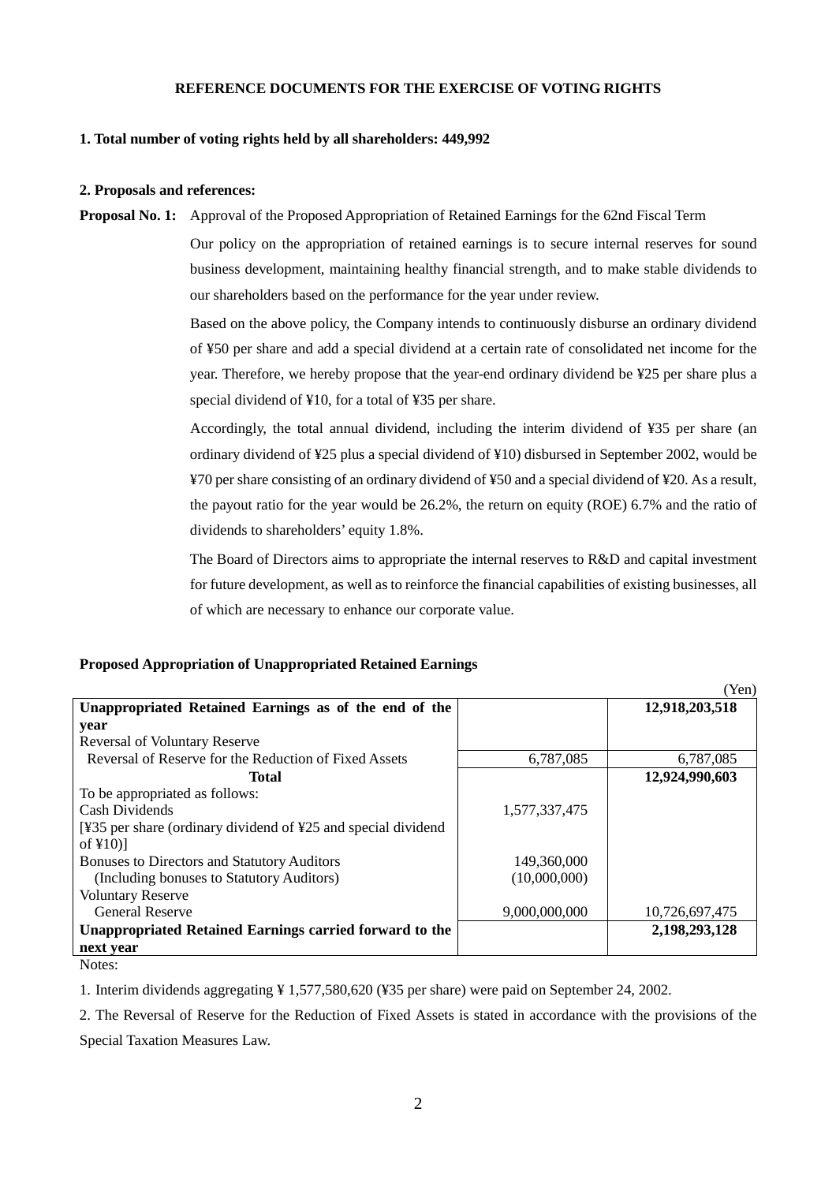**REFERENCE DOCUMENTS FOR THE EXERCISE OF VOTING RIGHTS**

**1. Total number of voting rights held by all shareholders: 449,992**

**2. Proposals and references:**

**Proposal No. 1:** Approval of the Proposed Appropriation of Retained Earnings for the 62nd Fiscal Term

Our policy on the appropriation of retained earnings is to secure internal reserves for sound business development, maintaining healthy financial strength, and to make stable dividends to our shareholders based on the performance for the year under review.

Based on the above policy, the Company intends to continuously disburse an ordinary dividend of ¥50 per share and add a special dividend at a certain rate of consolidated net income for the year. Therefore, we hereby propose that the year-end ordinary dividend be ¥25 per share plus a special dividend of ¥10, for a total of ¥35 per share.

Accordingly, the total annual dividend, including the interim dividend of ¥35 per share (an ordinary dividend of ¥25 plus a special dividend of ¥10) disbursed in September 2002, would be ¥70 per share consisting of an ordinary dividend of ¥50 and a special dividend of ¥20. As a result, the payout ratio for the year would be 26.2%, the return on equity (ROE) 6.7% and the ratio of dividends to shareholders' equity 1.8%.

The Board of Directors aims to appropriate the internal reserves to R&D and capital investment for future development, as well as to reinforce the financial capabilities of existing businesses, all of which are necessary to enhance our corporate value.

**Proposed Appropriation of Unappropriated Retained Earnings**

(Yen)

| | | |
|---|---|---|
| **Unappropriated Retained Earnings as of the end of the year** | | **12,918,203,518** |
| Reversal of Voluntary Reserve | | |
| Reversal of Reserve for the Reduction of Fixed Assets | 6,787,085 | 6,787,085 |
| **Total** | | **12,924,990,603** |
| To be appropriated as follows: | | |
| Cash Dividends | 1,577,337,475 | |
| [¥35 per share (ordinary dividend of ¥25 and special dividend of ¥10)] | | |
| Bonuses to Directors and Statutory Auditors | 149,360,000 | |
| (Including bonuses to Statutory Auditors) | (10,000,000) | |
| Voluntary Reserve | | |
| General Reserve | 9,000,000,000 | 10,726,697,475 |
| **Unappropriated Retained Earnings carried forward to the next year** | | **2,198,293,128** |

Notes:

1. Interim dividends aggregating ¥ 1,577,580,620 (¥35 per share) were paid on September 24, 2002.

2. The Reversal of Reserve for the Reduction of Fixed Assets is stated in accordance with the provisions of the Special Taxation Measures Law.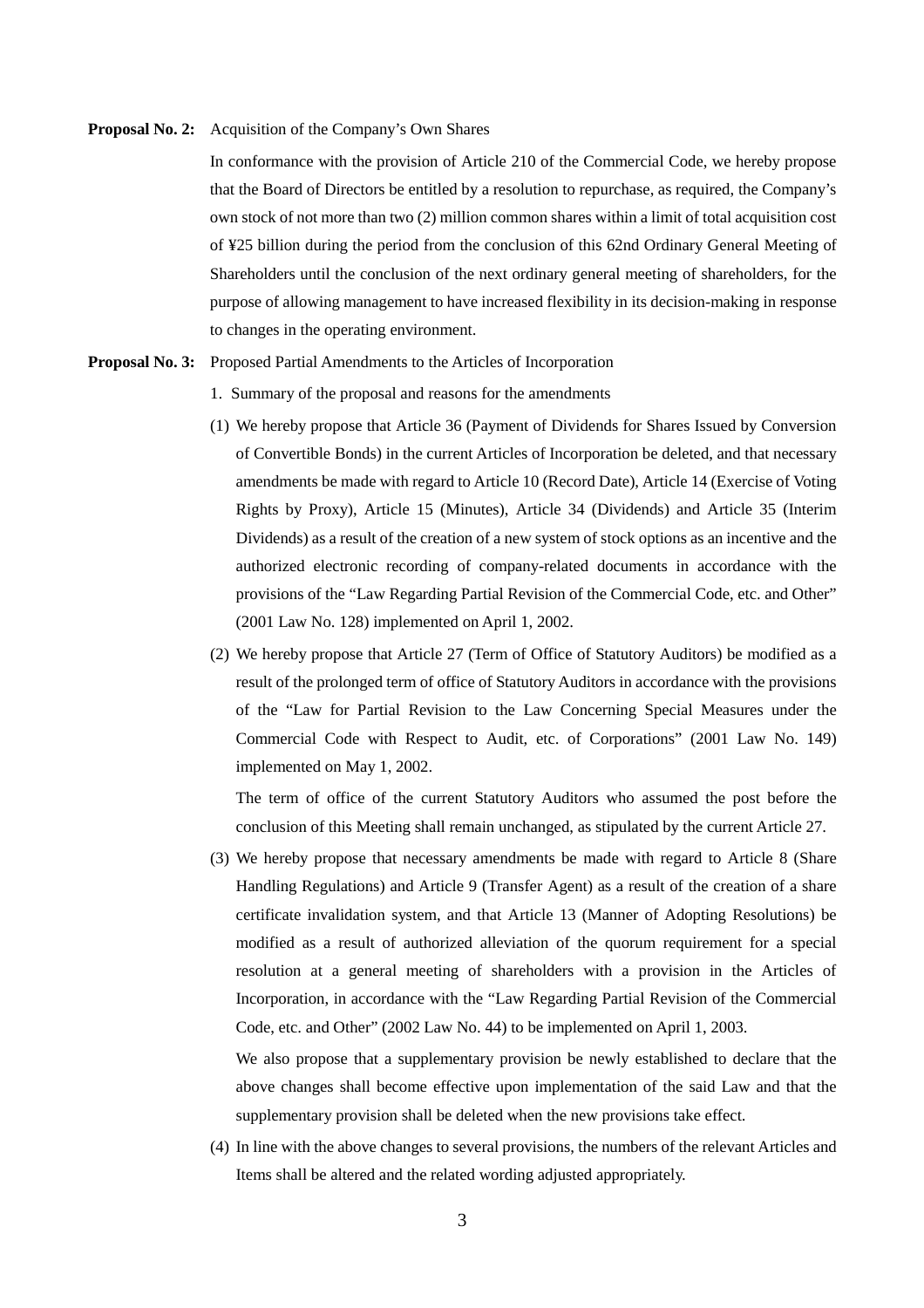**Proposal No. 2:** Acquisition of the Company's Own Shares

In conformance with the provision of Article 210 of the Commercial Code, we hereby propose that the Board of Directors be entitled by a resolution to repurchase, as required, the Company's own stock of not more than two (2) million common shares within a limit of total acquisition cost of ¥25 billion during the period from the conclusion of this 62nd Ordinary General Meeting of Shareholders until the conclusion of the next ordinary general meeting of shareholders, for the purpose of allowing management to have increased flexibility in its decision-making in response to changes in the operating environment.

**Proposal No. 3:** Proposed Partial Amendments to the Articles of Incorporation

1. Summary of the proposal and reasons for the amendments

(1) We hereby propose that Article 36 (Payment of Dividends for Shares Issued by Conversion of Convertible Bonds) in the current Articles of Incorporation be deleted, and that necessary amendments be made with regard to Article 10 (Record Date), Article 14 (Exercise of Voting Rights by Proxy), Article 15 (Minutes), Article 34 (Dividends) and Article 35 (Interim Dividends) as a result of the creation of a new system of stock options as an incentive and the authorized electronic recording of company-related documents in accordance with the provisions of the "Law Regarding Partial Revision of the Commercial Code, etc. and Other" (2001 Law No. 128) implemented on April 1, 2002.

(2) We hereby propose that Article 27 (Term of Office of Statutory Auditors) be modified as a result of the prolonged term of office of Statutory Auditors in accordance with the provisions of the "Law for Partial Revision to the Law Concerning Special Measures under the Commercial Code with Respect to Audit, etc. of Corporations" (2001 Law No. 149) implemented on May 1, 2002.

The term of office of the current Statutory Auditors who assumed the post before the conclusion of this Meeting shall remain unchanged, as stipulated by the current Article 27.

(3) We hereby propose that necessary amendments be made with regard to Article 8 (Share Handling Regulations) and Article 9 (Transfer Agent) as a result of the creation of a share certificate invalidation system, and that Article 13 (Manner of Adopting Resolutions) be modified as a result of authorized alleviation of the quorum requirement for a special resolution at a general meeting of shareholders with a provision in the Articles of Incorporation, in accordance with the "Law Regarding Partial Revision of the Commercial Code, etc. and Other" (2002 Law No. 44) to be implemented on April 1, 2003.

We also propose that a supplementary provision be newly established to declare that the above changes shall become effective upon implementation of the said Law and that the supplementary provision shall be deleted when the new provisions take effect.

(4) In line with the above changes to several provisions, the numbers of the relevant Articles and Items shall be altered and the related wording adjusted appropriately.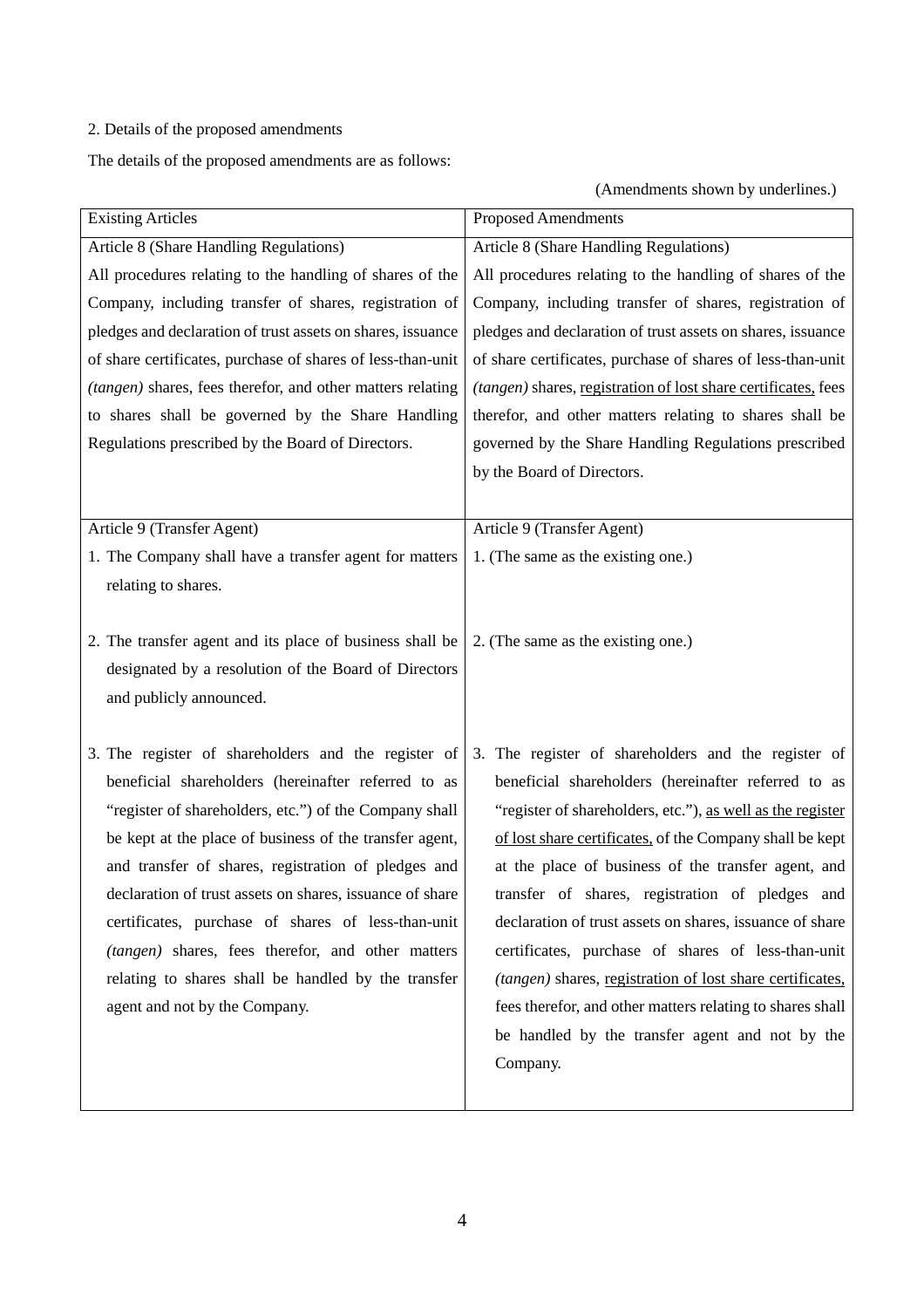2. Details of the proposed amendments

The details of the proposed amendments are as follows:

(Amendments shown by underlines.)

| Existing Articles | Proposed Amendments |
|---|---|
| Article 8 (Share Handling Regulations)<br>All procedures relating to the handling of shares of the Company, including transfer of shares, registration of pledges and declaration of trust assets on shares, issuance of share certificates, purchase of shares of less-than-unit *(tangen)* shares, fees therefor, and other matters relating to shares shall be governed by the Share Handling Regulations prescribed by the Board of Directors. | Article 8 (Share Handling Regulations)<br>All procedures relating to the handling of shares of the Company, including transfer of shares, registration of pledges and declaration of trust assets on shares, issuance of share certificates, purchase of shares of less-than-unit *(tangen)* shares, <u>registration of lost share certificates,</u> fees therefor, and other matters relating to shares shall be governed by the Share Handling Regulations prescribed by the Board of Directors. |
| Article 9 (Transfer Agent)<br>1. The Company shall have a transfer agent for matters relating to shares.<br><br>2. The transfer agent and its place of business shall be designated by a resolution of the Board of Directors and publicly announced.<br><br>3. The register of shareholders and the register of beneficial shareholders (hereinafter referred to as "register of shareholders, etc.") of the Company shall be kept at the place of business of the transfer agent, and transfer of shares, registration of pledges and declaration of trust assets on shares, issuance of share certificates, purchase of shares of less-than-unit *(tangen)* shares, fees therefor, and other matters relating to shares shall be handled by the transfer agent and not by the Company. | Article 9 (Transfer Agent)<br>1. (The same as the existing one.)<br><br>2. (The same as the existing one.)<br><br>3. The register of shareholders and the register of beneficial shareholders (hereinafter referred to as "register of shareholders, etc."), <u>as well as the register of lost share certificates,</u> of the Company shall be kept at the place of business of the transfer agent, and transfer of shares, registration of pledges and declaration of trust assets on shares, issuance of share certificates, purchase of shares of less-than-unit *(tangen)* shares, <u>registration of lost share certificates,</u> fees therefor, and other matters relating to shares shall be handled by the transfer agent and not by the Company. |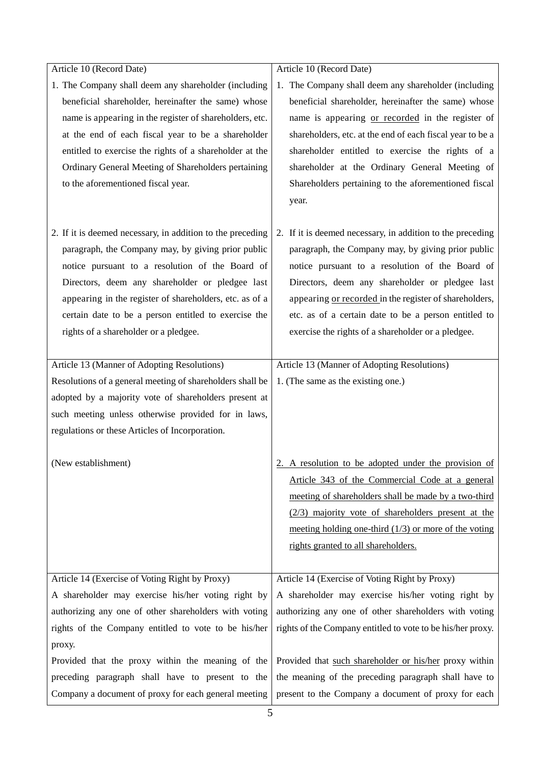| | |
|---|---|
| Article 10 (Record Date)<br>1. The Company shall deem any shareholder (including beneficial shareholder, hereinafter the same) whose name is appearing in the register of shareholders, etc. at the end of each fiscal year to be a shareholder entitled to exercise the rights of a shareholder at the Ordinary General Meeting of Shareholders pertaining to the aforementioned fiscal year.<br><br>2. If it is deemed necessary, in addition to the preceding paragraph, the Company may, by giving prior public notice pursuant to a resolution of the Board of Directors, deem any shareholder or pledgee last appearing in the register of shareholders, etc. as of a certain date to be a person entitled to exercise the rights of a shareholder or a pledgee. | Article 10 (Record Date)<br>1. The Company shall deem any shareholder (including beneficial shareholder, hereinafter the same) whose name is appearing <u>or recorded</u> in the register of shareholders, etc. at the end of each fiscal year to be a shareholder entitled to exercise the rights of a shareholder at the Ordinary General Meeting of Shareholders pertaining to the aforementioned fiscal year.<br><br>2. If it is deemed necessary, in addition to the preceding paragraph, the Company may, by giving prior public notice pursuant to a resolution of the Board of Directors, deem any shareholder or pledgee last appearing <u>or recorded</u> in the register of shareholders, etc. as of a certain date to be a person entitled to exercise the rights of a shareholder or a pledgee. |
| Article 13 (Manner of Adopting Resolutions)<br>Resolutions of a general meeting of shareholders shall be adopted by a majority vote of shareholders present at such meeting unless otherwise provided for in laws, regulations or these Articles of Incorporation.<br><br>(New establishment) | Article 13 (Manner of Adopting Resolutions)<br>1. (The same as the existing one.)<br><br><u>2. A resolution to be adopted under the provision of Article 343 of the Commercial Code at a general meeting of shareholders shall be made by a two-third (2/3) majority vote of shareholders present at the meeting holding one-third (1/3) or more of the voting rights granted to all shareholders.</u> |
| Article 14 (Exercise of Voting Right by Proxy)<br>A shareholder may exercise his/her voting right by authorizing any one of other shareholders with voting rights of the Company entitled to vote to be his/her proxy.<br>Provided that the proxy within the meaning of the preceding paragraph shall have to present to the Company a document of proxy for each general meeting | Article 14 (Exercise of Voting Right by Proxy)<br>A shareholder may exercise his/her voting right by authorizing any one of other shareholders with voting rights of the Company entitled to vote to be his/her proxy.<br>Provided that <u>such shareholder or his/her</u> proxy within the meaning of the preceding paragraph shall have to present to the Company a document of proxy for each |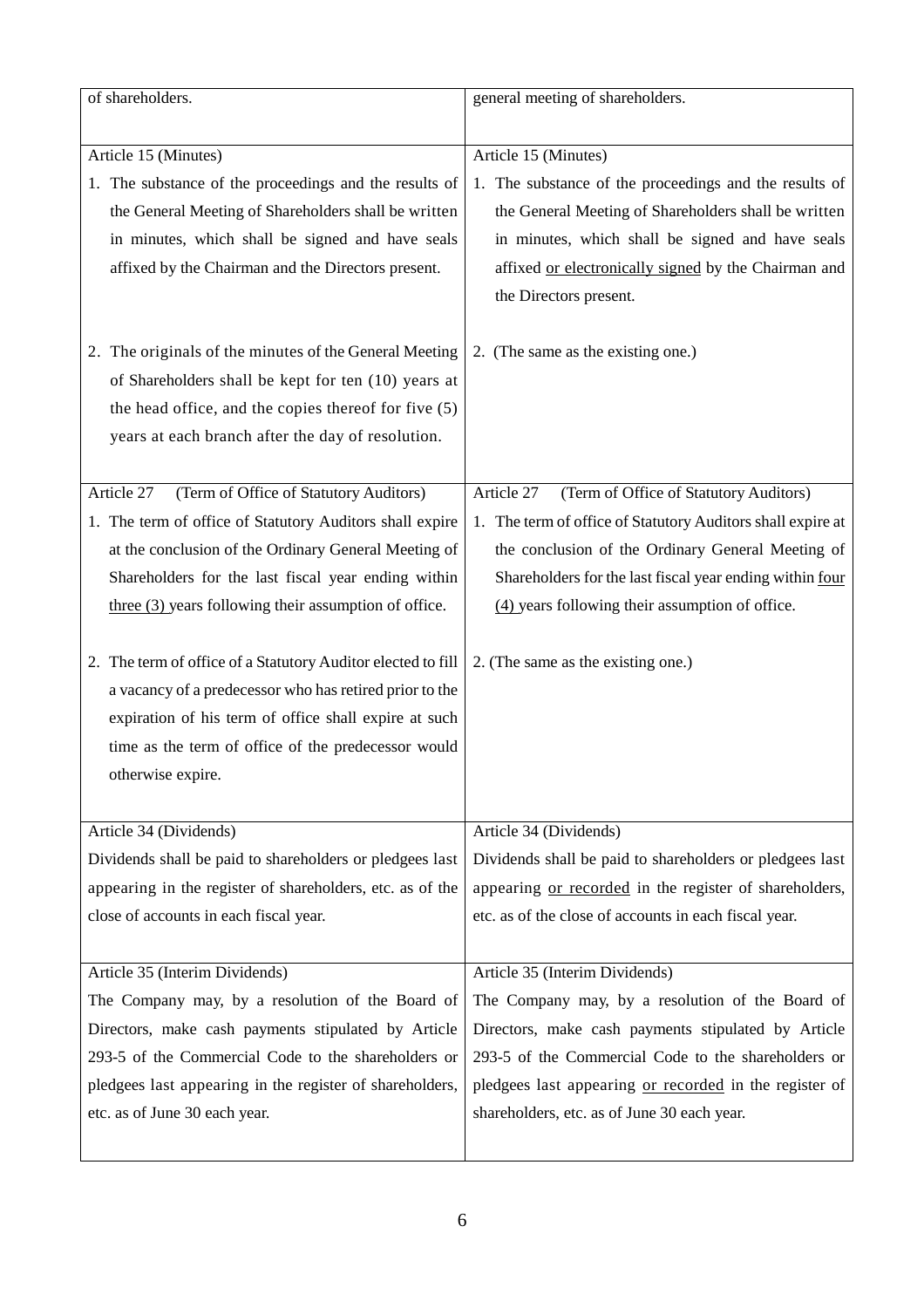| | |
|---|---|
| of shareholders. | general meeting of shareholders. |
| Article 15 (Minutes)<br>1. The substance of the proceedings and the results of the General Meeting of Shareholders shall be written in minutes, which shall be signed and have seals affixed by the Chairman and the Directors present.<br><br>2. The originals of the minutes of the General Meeting of Shareholders shall be kept for ten (10) years at the head office, and the copies thereof for five (5) years at each branch after the day of resolution. | Article 15 (Minutes)<br>1. The substance of the proceedings and the results of the General Meeting of Shareholders shall be written in minutes, which shall be signed and have seals affixed <u>or electronically signed</u> by the Chairman and the Directors present.<br><br>2. (The same as the existing one.) |
| Article 27 (Term of Office of Statutory Auditors)<br>1. The term of office of Statutory Auditors shall expire at the conclusion of the Ordinary General Meeting of Shareholders for the last fiscal year ending within <u>three (3)</u> years following their assumption of office.<br><br>2. The term of office of a Statutory Auditor elected to fill a vacancy of a predecessor who has retired prior to the expiration of his term of office shall expire at such time as the term of office of the predecessor would otherwise expire. | Article 27 (Term of Office of Statutory Auditors)<br>1. The term of office of Statutory Auditors shall expire at the conclusion of the Ordinary General Meeting of Shareholders for the last fiscal year ending within <u>four (4)</u> years following their assumption of office.<br><br>2. (The same as the existing one.) |
| Article 34 (Dividends)<br>Dividends shall be paid to shareholders or pledgees last appearing in the register of shareholders, etc. as of the close of accounts in each fiscal year. | Article 34 (Dividends)<br>Dividends shall be paid to shareholders or pledgees last appearing <u>or recorded</u> in the register of shareholders, etc. as of the close of accounts in each fiscal year. |
| Article 35 (Interim Dividends)<br>The Company may, by a resolution of the Board of Directors, make cash payments stipulated by Article 293-5 of the Commercial Code to the shareholders or pledgees last appearing in the register of shareholders, etc. as of June 30 each year. | Article 35 (Interim Dividends)<br>The Company may, by a resolution of the Board of Directors, make cash payments stipulated by Article 293-5 of the Commercial Code to the shareholders or pledgees last appearing <u>or recorded</u> in the register of shareholders, etc. as of June 30 each year. |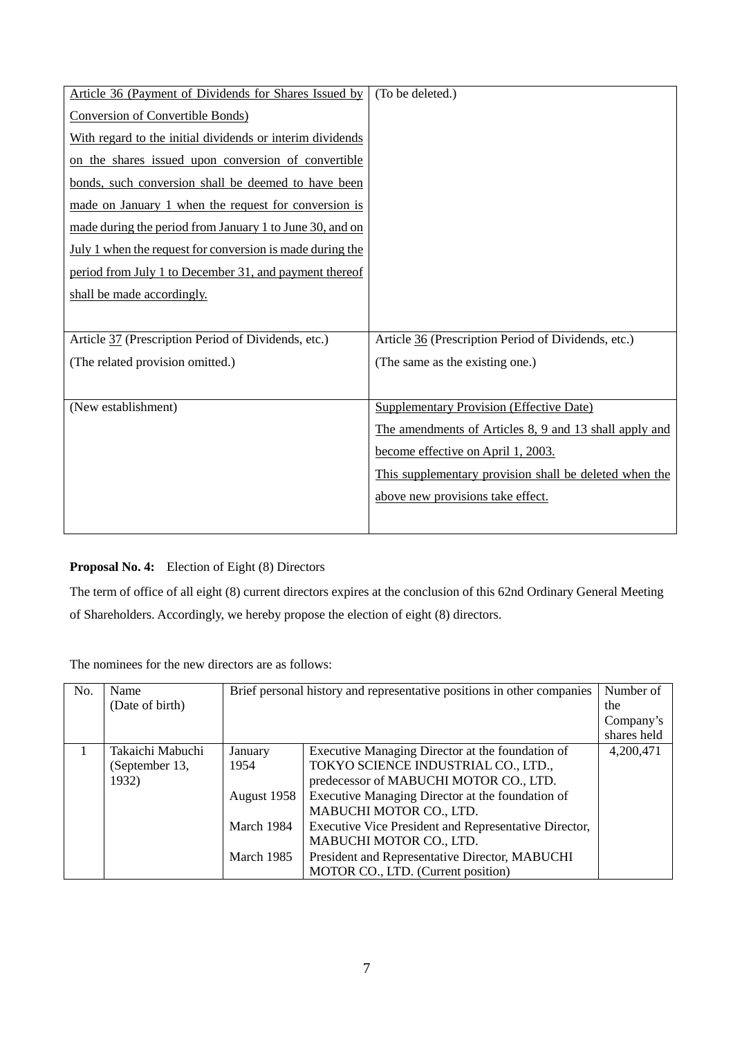| | |
|---|---|
| Article 36 (Payment of Dividends for Shares Issued by Conversion of Convertible Bonds) With regard to the initial dividends or interim dividends on the shares issued upon conversion of convertible bonds, such conversion shall be deemed to have been made on January 1 when the request for conversion is made during the period from January 1 to June 30, and on July 1 when the request for conversion is made during the period from July 1 to December 31, and payment thereof shall be made accordingly. | (To be deleted.) |
| Article 37 (Prescription Period of Dividends, etc.) (The related provision omitted.) | Article 36 (Prescription Period of Dividends, etc.) (The same as the existing one.) |
| (New establishment) | Supplementary Provision (Effective Date) The amendments of Articles 8, 9 and 13 shall apply and become effective on April 1, 2003. This supplementary provision shall be deleted when the above new provisions take effect. |

**Proposal No. 4:** Election of Eight (8) Directors

The term of office of all eight (8) current directors expires at the conclusion of this 62nd Ordinary General Meeting of Shareholders. Accordingly, we hereby propose the election of eight (8) directors.

The nominees for the new directors are as follows:

| No. | Name (Date of birth) | Brief personal history and representative positions in other companies | | Number of the Company's shares held |
|---|---|---|---|---|
| 1 | Takaichi Mabuchi (September 13, 1932) | January 1954 | Executive Managing Director at the foundation of TOKYO SCIENCE INDUSTRIAL CO., LTD., predecessor of MABUCHI MOTOR CO., LTD. | 4,200,471 |
| | | August 1958 | Executive Managing Director at the foundation of MABUCHI MOTOR CO., LTD. | |
| | | March 1984 | Executive Vice President and Representative Director, MABUCHI MOTOR CO., LTD. | |
| | | March 1985 | President and Representative Director, MABUCHI MOTOR CO., LTD. (Current position) | |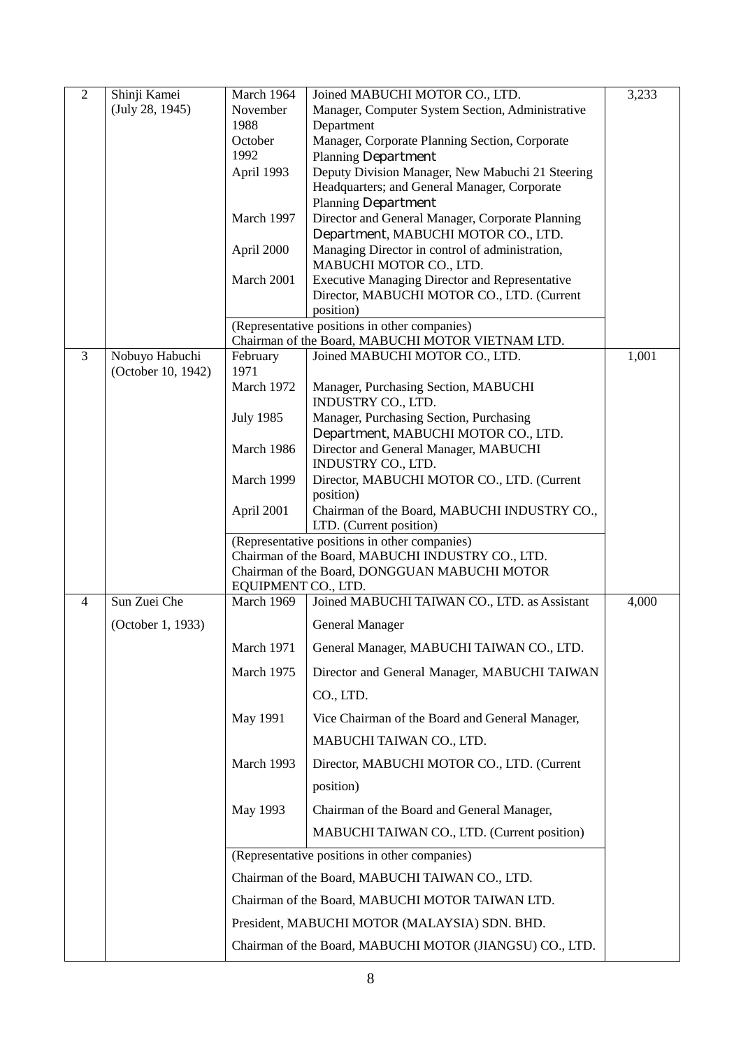| 2 | Shinji Kamei (July 28, 1945) | March 1964 | Joined MABUCHI MOTOR CO., LTD. | 3,233 |
|---|---|---|---|---|
| | | November 1988 | Manager, Computer System Section, Administrative Department | |
| | | October 1992 | Manager, Corporate Planning Section, Corporate Planning Department | |
| | | April 1993 | Deputy Division Manager, New Mabuchi 21 Steering Headquarters; and General Manager, Corporate Planning Department | |
| | | March 1997 | Director and General Manager, Corporate Planning Department, MABUCHI MOTOR CO., LTD. | |
| | | April 2000 | Managing Director in control of administration, MABUCHI MOTOR CO., LTD. | |
| | | March 2001 | Executive Managing Director and Representative Director, MABUCHI MOTOR CO., LTD. (Current position) | |
| | | (Representative positions in other companies)<br>Chairman of the Board, MABUCHI MOTOR VIETNAM LTD. | | |
| 3 | Nobuyo Habuchi (October 10, 1942) | February 1971 | Joined MABUCHI MOTOR CO., LTD. | 1,001 |
| | | March 1972 | Manager, Purchasing Section, MABUCHI INDUSTRY CO., LTD. | |
| | | July 1985 | Manager, Purchasing Section, Purchasing Department, MABUCHI MOTOR CO., LTD. | |
| | | March 1986 | Director and General Manager, MABUCHI INDUSTRY CO., LTD. | |
| | | March 1999 | Director, MABUCHI MOTOR CO., LTD. (Current position) | |
| | | April 2001 | Chairman of the Board, MABUCHI INDUSTRY CO., LTD. (Current position) | |
| | | (Representative positions in other companies)<br>Chairman of the Board, MABUCHI INDUSTRY CO., LTD.<br>Chairman of the Board, DONGGUAN MABUCHI MOTOR EQUIPMENT CO., LTD. | | |
| 4 | Sun Zuei Che (October 1, 1933) | March 1969 | Joined MABUCHI TAIWAN CO., LTD. as Assistant General Manager | 4,000 |
| | | March 1971 | General Manager, MABUCHI TAIWAN CO., LTD. | |
| | | March 1975 | Director and General Manager, MABUCHI TAIWAN CO., LTD. | |
| | | May 1991 | Vice Chairman of the Board and General Manager, MABUCHI TAIWAN CO., LTD. | |
| | | March 1993 | Director, MABUCHI MOTOR CO., LTD. (Current position) | |
| | | May 1993 | Chairman of the Board and General Manager, MABUCHI TAIWAN CO., LTD. (Current position) | |
| | | (Representative positions in other companies)<br>Chairman of the Board, MABUCHI TAIWAN CO., LTD.<br>Chairman of the Board, MABUCHI MOTOR TAIWAN LTD.<br>President, MABUCHI MOTOR (MALAYSIA) SDN. BHD.<br>Chairman of the Board, MABUCHI MOTOR (JIANGSU) CO., LTD. | | |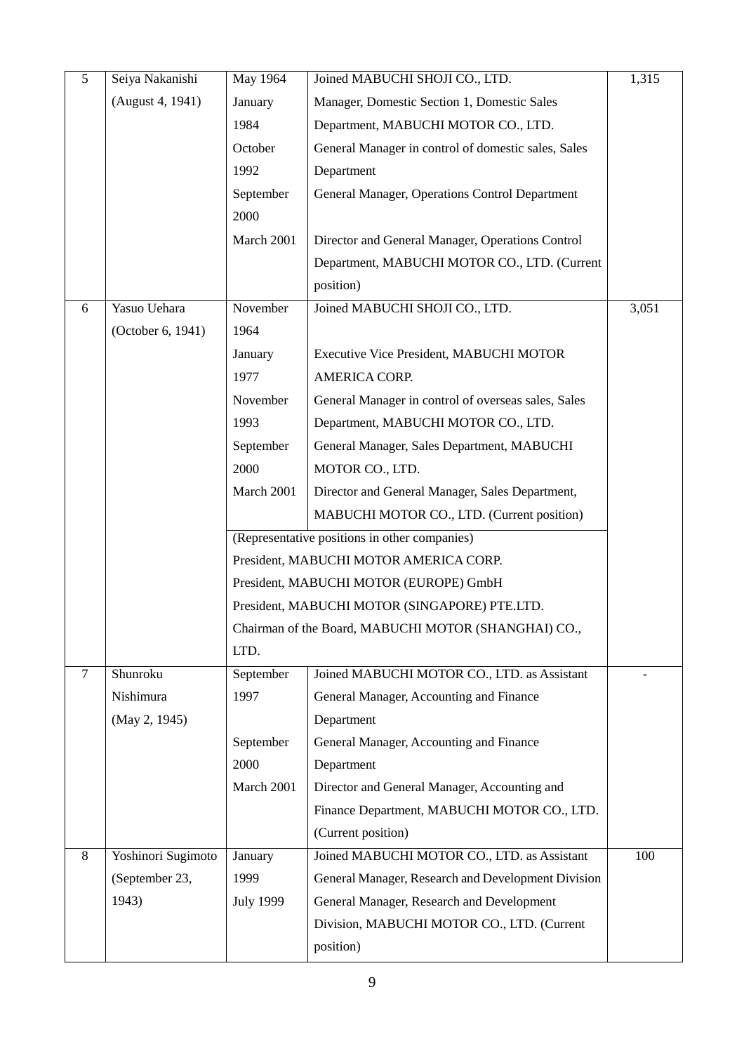| 5 | Seiya Nakanishi (August 4, 1941) | May 1964 | Joined MABUCHI SHOJI CO., LTD. | 1,315 |
|---|---|---|---|---|
| | | January 1984 | Manager, Domestic Section 1, Domestic Sales Department, MABUCHI MOTOR CO., LTD. | |
| | | October 1992 | General Manager in control of domestic sales, Sales Department | |
| | | September 2000 | General Manager, Operations Control Department | |
| | | March 2001 | Director and General Manager, Operations Control Department, MABUCHI MOTOR CO., LTD. (Current position) | |
| 6 | Yasuo Uehara (October 6, 1941) | November 1964 | Joined MABUCHI SHOJI CO., LTD. | 3,051 |
| | | January 1977 | Executive Vice President, MABUCHI MOTOR AMERICA CORP. | |
| | | November 1993 | General Manager in control of overseas sales, Sales Department, MABUCHI MOTOR CO., LTD. | |
| | | September 2000 | General Manager, Sales Department, MABUCHI MOTOR CO., LTD. | |
| | | March 2001 | Director and General Manager, Sales Department, MABUCHI MOTOR CO., LTD. (Current position) | |
| | | (Representative positions in other companies)<br>President, MABUCHI MOTOR AMERICA CORP.<br>President, MABUCHI MOTOR (EUROPE) GmbH<br>President, MABUCHI MOTOR (SINGAPORE) PTE.LTD.<br>Chairman of the Board, MABUCHI MOTOR (SHANGHAI) CO., LTD. | | |
| 7 | Shunroku Nishimura (May 2, 1945) | September 1997 | Joined MABUCHI MOTOR CO., LTD. as Assistant General Manager, Accounting and Finance Department | - |
| | | September 2000 | General Manager, Accounting and Finance Department | |
| | | March 2001 | Director and General Manager, Accounting and Finance Department, MABUCHI MOTOR CO., LTD. (Current position) | |
| 8 | Yoshinori Sugimoto (September 23, 1943) | January 1999 | Joined MABUCHI MOTOR CO., LTD. as Assistant General Manager, Research and Development Division | 100 |
| | | July 1999 | General Manager, Research and Development Division, MABUCHI MOTOR CO., LTD. (Current position) | |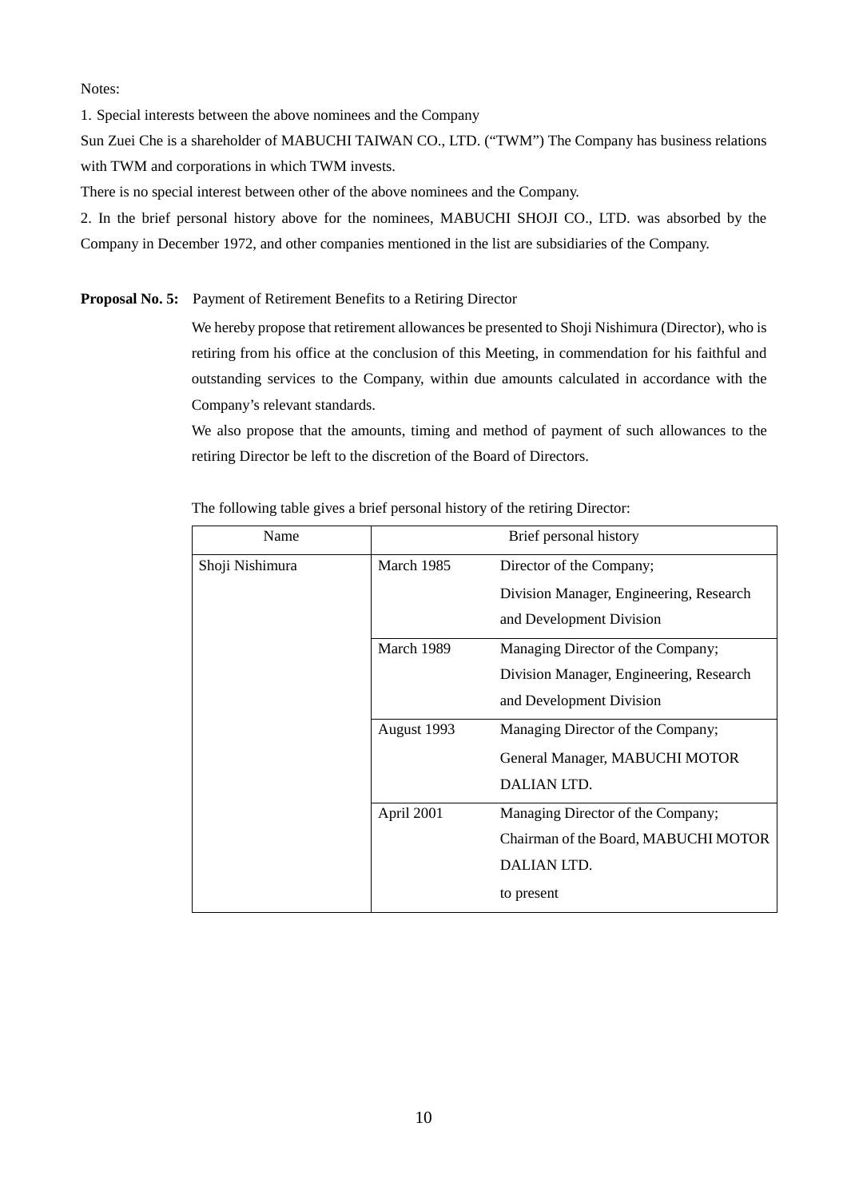Notes:

1. Special interests between the above nominees and the Company

Sun Zuei Che is a shareholder of MABUCHI TAIWAN CO., LTD. ("TWM") The Company has business relations with TWM and corporations in which TWM invests.

There is no special interest between other of the above nominees and the Company.

2. In the brief personal history above for the nominees, MABUCHI SHOJI CO., LTD. was absorbed by the Company in December 1972, and other companies mentioned in the list are subsidiaries of the Company.

**Proposal No. 5:** Payment of Retirement Benefits to a Retiring Director

We hereby propose that retirement allowances be presented to Shoji Nishimura (Director), who is retiring from his office at the conclusion of this Meeting, in commendation for his faithful and outstanding services to the Company, within due amounts calculated in accordance with the Company's relevant standards.

We also propose that the amounts, timing and method of payment of such allowances to the retiring Director be left to the discretion of the Board of Directors.

The following table gives a brief personal history of the retiring Director:

| Name | Brief personal history | |
|---|---|---|
| Shoji Nishimura | March 1985 | Director of the Company; Division Manager, Engineering, Research and Development Division |
| | March 1989 | Managing Director of the Company; Division Manager, Engineering, Research and Development Division |
| | August 1993 | Managing Director of the Company; General Manager, MABUCHI MOTOR DALIAN LTD. |
| | April 2001 | Managing Director of the Company; Chairman of the Board, MABUCHI MOTOR DALIAN LTD. to present |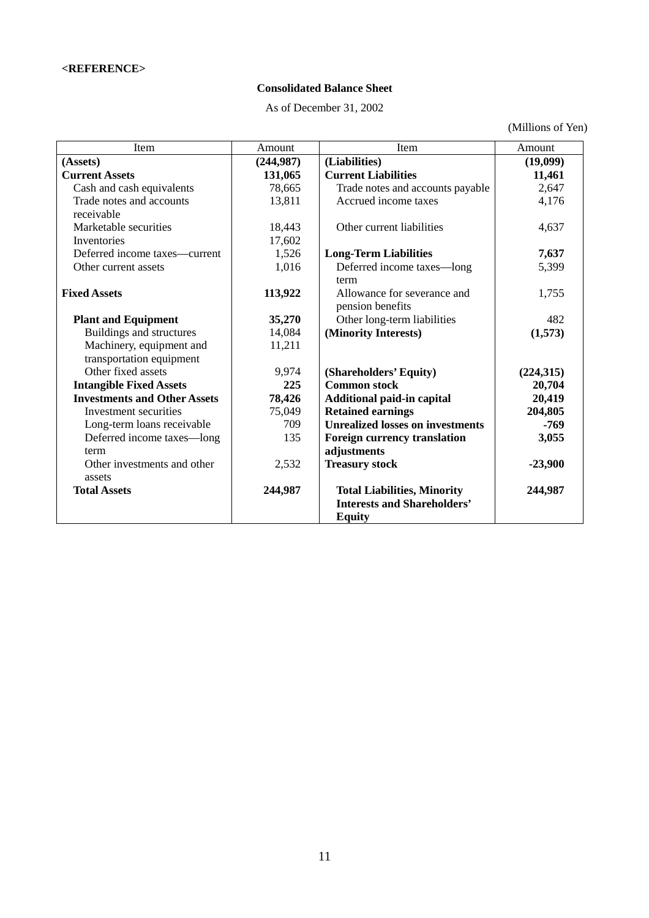**<REFERENCE>**

**Consolidated Balance Sheet**

As of December 31, 2002

(Millions of Yen)

| Item | Amount | Item | Amount |
|---|---|---|---|
| **(Assets)** | **(244,987)** | **(Liabilities)** | **(19,099)** |
| **Current Assets** | **131,065** | **Current Liabilities** | **11,461** |
| Cash and cash equivalents | 78,665 | Trade notes and accounts payable | 2,647 |
| Trade notes and accounts receivable | 13,811 | Accrued income taxes | 4,176 |
| Marketable securities | 18,443 | Other current liabilities | 4,637 |
| Inventories | 17,602 | | |
| Deferred income taxes—current | 1,526 | **Long-Term Liabilities** | **7,637** |
| Other current assets | 1,016 | Deferred income taxes—long term | 5,399 |
| **Fixed Assets** | **113,922** | Allowance for severance and pension benefits | 1,755 |
| **Plant and Equipment** | **35,270** | Other long-term liabilities | 482 |
| Buildings and structures | 14,084 | **(Minority Interests)** | **(1,573)** |
| Machinery, equipment and transportation equipment | 11,211 | | |
| Other fixed assets | 9,974 | **(Shareholders' Equity)** | **(224,315)** |
| **Intangible Fixed Assets** | **225** | **Common stock** | **20,704** |
| **Investments and Other Assets** | **78,426** | **Additional paid-in capital** | **20,419** |
| Investment securities | 75,049 | **Retained earnings** | **204,805** |
| Long-term loans receivable | 709 | **Unrealized losses on investments** | **-769** |
| Deferred income taxes—long term | 135 | **Foreign currency translation adjustments** | **3,055** |
| Other investments and other assets | 2,532 | **Treasury stock** | **-23,900** |
| **Total Assets** | **244,987** | **Total Liabilities, Minority Interests and Shareholders' Equity** | **244,987** |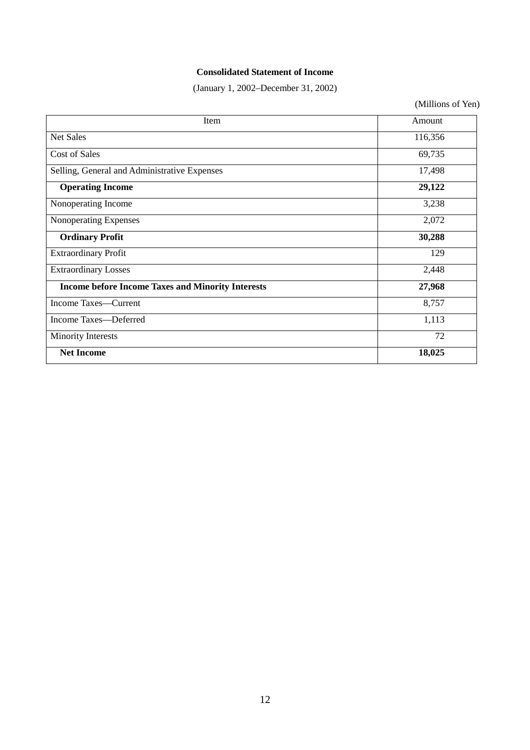**Consolidated Statement of Income**

(January 1, 2002–December 31, 2002)

(Millions of Yen)

| Item | Amount |
|---|---|
| Net Sales | 116,356 |
| Cost of Sales | 69,735 |
| Selling, General and Administrative Expenses | 17,498 |
| **Operating Income** | **29,122** |
| Nonoperating Income | 3,238 |
| Nonoperating Expenses | 2,072 |
| **Ordinary Profit** | **30,288** |
| Extraordinary Profit | 129 |
| Extraordinary Losses | 2,448 |
| **Income before Income Taxes and Minority Interests** | **27,968** |
| Income Taxes—Current | 8,757 |
| Income Taxes—Deferred | 1,113 |
| Minority Interests | 72 |
| **Net Income** | **18,025** |